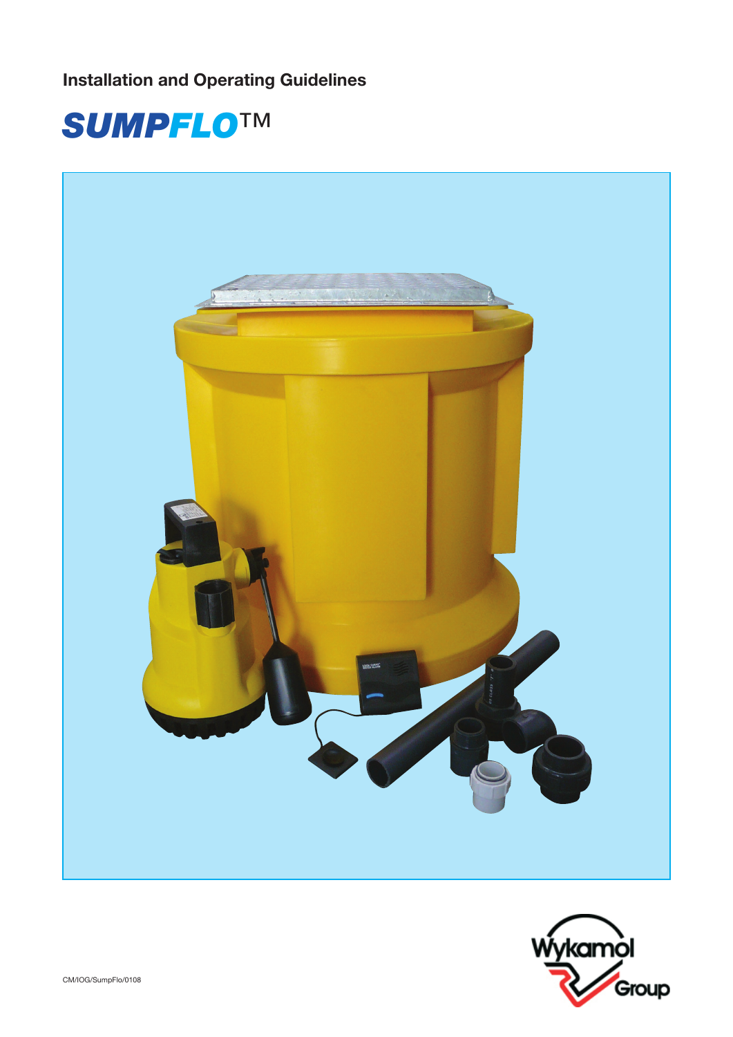Installation and Operating Guidelines

# SUMPFLO™

CM/IOG/SumpFlo/0108

Wykamol Group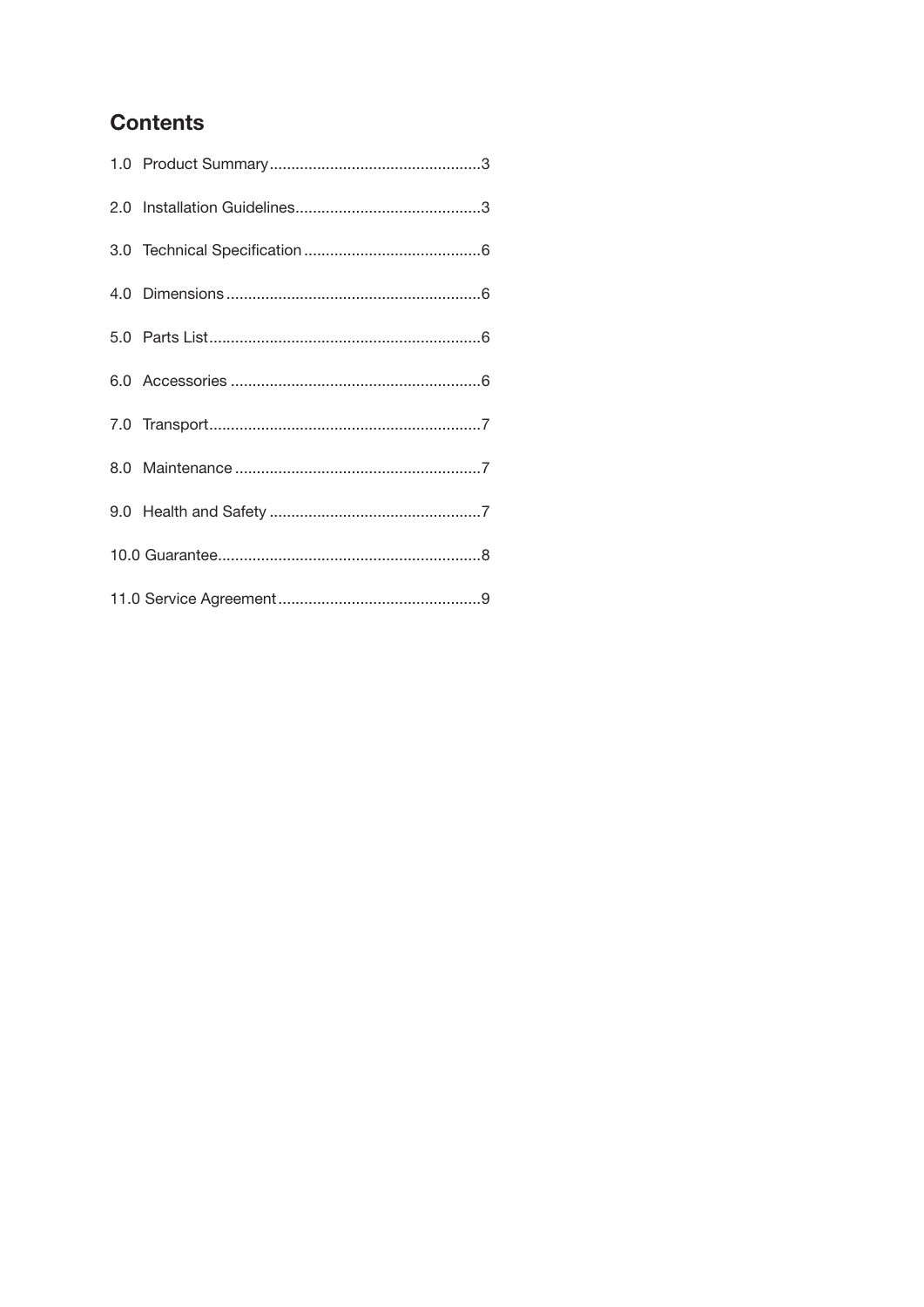## Contents

1.0 Product Summary................................................3

2.0 Installation Guidelines..........................................3

3.0 Technical Specification........................................6

4.0 Dimensions..........................................................6

5.0 Parts List..............................................................6

6.0 Accessories.........................................................6

7.0 Transport..............................................................7

8.0 Maintenance........................................................7

9.0 Health and Safety................................................7

10.0 Guarantee............................................................8

11.0 Service Agreement..............................................9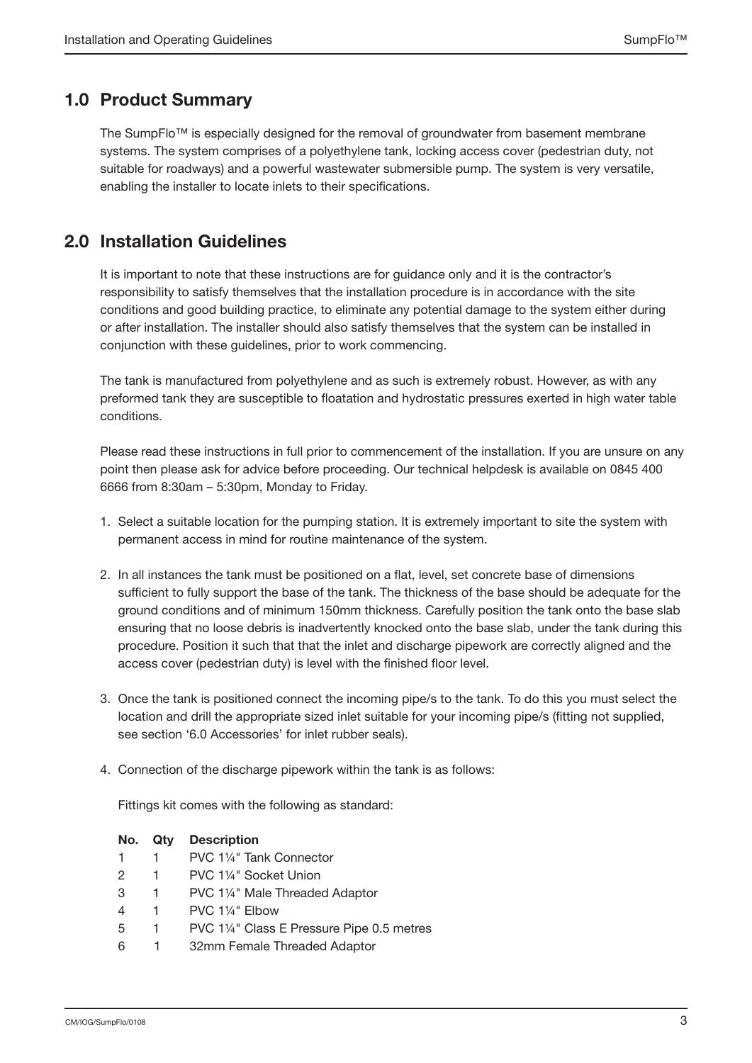## 1.0 Product Summary

The SumpFlo™ is especially designed for the removal of groundwater from basement membrane systems. The system comprises of a polyethylene tank, locking access cover (pedestrian duty, not suitable for roadways) and a powerful wastewater submersible pump. The system is very versatile, enabling the installer to locate inlets to their specifications.

## 2.0 Installation Guidelines

It is important to note that these instructions are for guidance only and it is the contractor's responsibility to satisfy themselves that the installation procedure is in accordance with the site conditions and good building practice, to eliminate any potential damage to the system either during or after installation. The installer should also satisfy themselves that the system can be installed in conjunction with these guidelines, prior to work commencing.

The tank is manufactured from polyethylene and as such is extremely robust. However, as with any preformed tank they are susceptible to floatation and hydrostatic pressures exerted in high water table conditions.

Please read these instructions in full prior to commencement of the installation. If you are unsure on any point then please ask for advice before proceeding. Our technical helpdesk is available on 0845 400 6666 from 8:30am – 5:30pm, Monday to Friday.

1. Select a suitable location for the pumping station. It is extremely important to site the system with permanent access in mind for routine maintenance of the system.

2. In all instances the tank must be positioned on a flat, level, set concrete base of dimensions sufficient to fully support the base of the tank. The thickness of the base should be adequate for the ground conditions and of minimum 150mm thickness. Carefully position the tank onto the base slab ensuring that no loose debris is inadvertently knocked onto the base slab, under the tank during this procedure. Position it such that that the inlet and discharge pipework are correctly aligned and the access cover (pedestrian duty) is level with the finished floor level.

3. Once the tank is positioned connect the incoming pipe/s to the tank. To do this you must select the location and drill the appropriate sized inlet suitable for your incoming pipe/s (fitting not supplied, see section '6.0 Accessories' for inlet rubber seals).

4. Connection of the discharge pipework within the tank is as follows:

   Fittings kit comes with the following as standard:

| No. | Qty | Description |
|---|---|---|
| 1 | 1 | PVC 1¼" Tank Connector |
| 2 | 1 | PVC 1¼" Socket Union |
| 3 | 1 | PVC 1¼" Male Threaded Adaptor |
| 4 | 1 | PVC 1¼" Elbow |
| 5 | 1 | PVC 1¼" Class E Pressure Pipe 0.5 metres |
| 6 | 1 | 32mm Female Threaded Adaptor |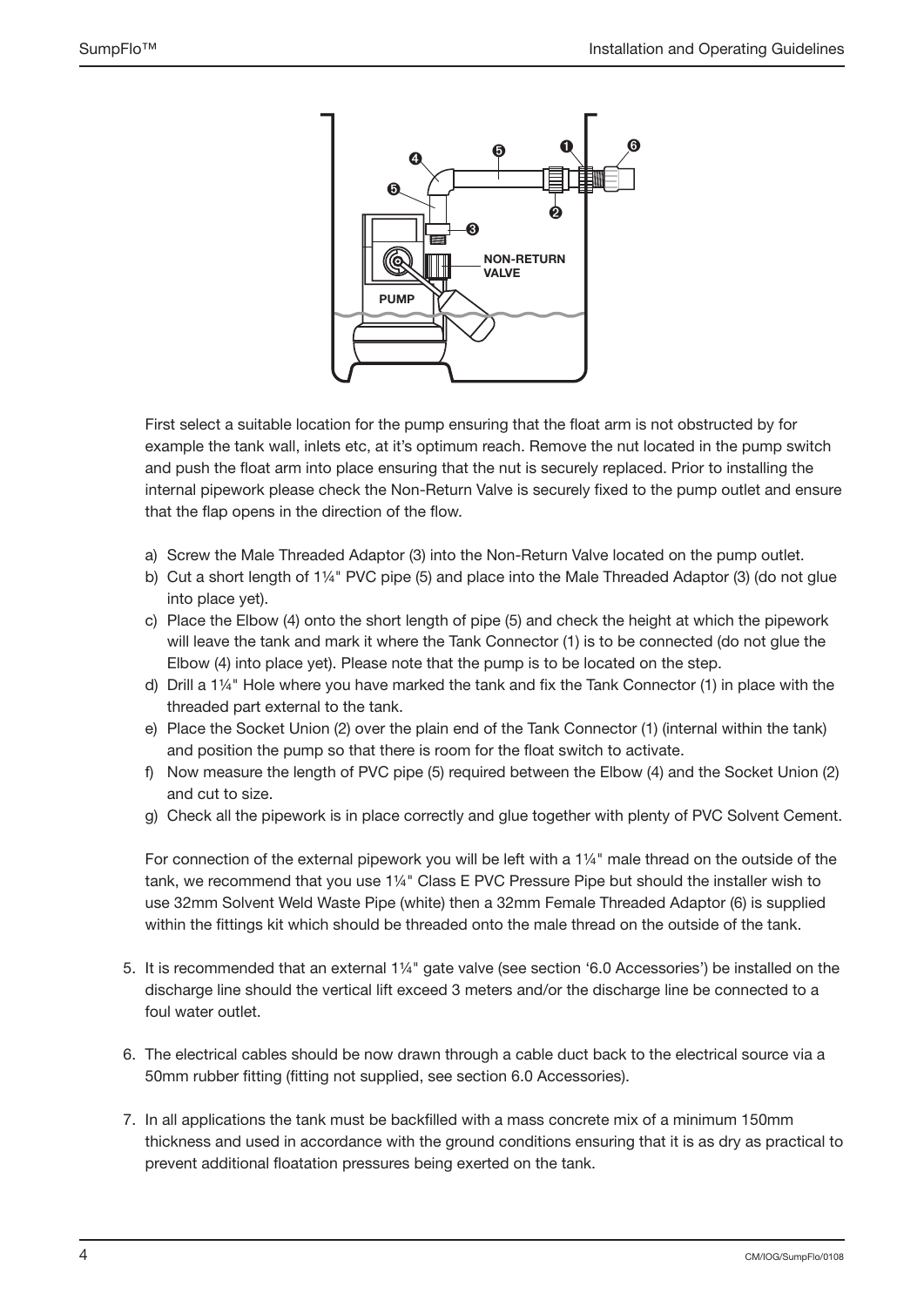First select a suitable location for the pump ensuring that the float arm is not obstructed by for example the tank wall, inlets etc, at it's optimum reach. Remove the nut located in the pump switch and push the float arm into place ensuring that the nut is securely replaced. Prior to installing the internal pipework please check the Non-Return Valve is securely fixed to the pump outlet and ensure that the flap opens in the direction of the flow.

a) Screw the Male Threaded Adaptor (3) into the Non-Return Valve located on the pump outlet.
b) Cut a short length of 1¼" PVC pipe (5) and place into the Male Threaded Adaptor (3) (do not glue into place yet).
c) Place the Elbow (4) onto the short length of pipe (5) and check the height at which the pipework will leave the tank and mark it where the Tank Connector (1) is to be connected (do not glue the Elbow (4) into place yet). Please note that the pump is to be located on the step.
d) Drill a 1¼" Hole where you have marked the tank and fix the Tank Connector (1) in place with the threaded part external to the tank.
e) Place the Socket Union (2) over the plain end of the Tank Connector (1) (internal within the tank) and position the pump so that there is room for the float switch to activate.
f) Now measure the length of PVC pipe (5) required between the Elbow (4) and the Socket Union (2) and cut to size.
g) Check all the pipework is in place correctly and glue together with plenty of PVC Solvent Cement.

For connection of the external pipework you will be left with a 1¼" male thread on the outside of the tank, we recommend that you use 1¼" Class E PVC Pressure Pipe but should the installer wish to use 32mm Solvent Weld Waste Pipe (white) then a 32mm Female Threaded Adaptor (6) is supplied within the fittings kit which should be threaded onto the male thread on the outside of the tank.

5. It is recommended that an external 1¼" gate valve (see section '6.0 Accessories') be installed on the discharge line should the vertical lift exceed 3 meters and/or the discharge line be connected to a foul water outlet.

6. The electrical cables should be now drawn through a cable duct back to the electrical source via a 50mm rubber fitting (fitting not supplied, see section 6.0 Accessories).

7. In all applications the tank must be backfilled with a mass concrete mix of a minimum 150mm thickness and used in accordance with the ground conditions ensuring that it is as dry as practical to prevent additional floatation pressures being exerted on the tank.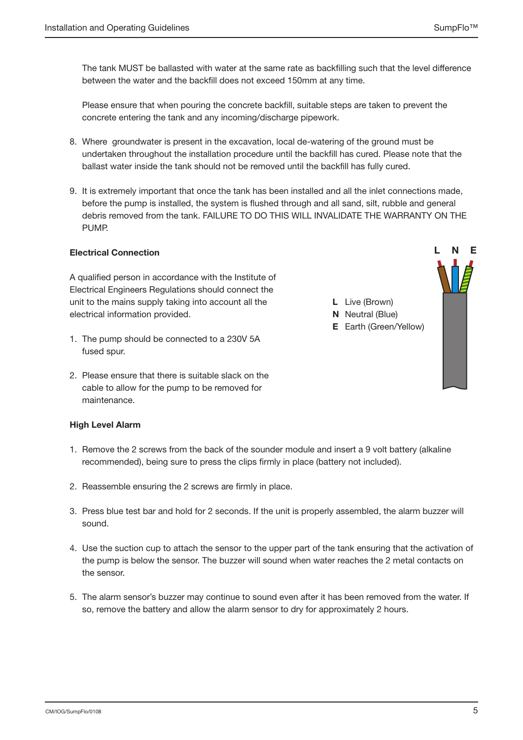The tank MUST be ballasted with water at the same rate as backfilling such that the level difference between the water and the backfill does not exceed 150mm at any time.

Please ensure that when pouring the concrete backfill, suitable steps are taken to prevent the concrete entering the tank and any incoming/discharge pipework.

8. Where groundwater is present in the excavation, local de-watering of the ground must be undertaken throughout the installation procedure until the backfill has cured. Please note that the ballast water inside the tank should not be removed until the backfill has fully cured.

9. It is extremely important that once the tank has been installed and all the inlet connections made, before the pump is installed, the system is flushed through and all sand, silt, rubble and general debris removed from the tank. FAILURE TO DO THIS WILL INVALIDATE THE WARRANTY ON THE PUMP.

**Electrical Connection**

A qualified person in accordance with the Institute of Electrical Engineers Regulations should connect the unit to the mains supply taking into account all the electrical information provided.

1. The pump should be connected to a 230V 5A fused spur.

2. Please ensure that there is suitable slack on the cable to allow for the pump to be removed for maintenance.

**L** Live (Brown)
**N** Neutral (Blue)
**E** Earth (Green/Yellow)

**High Level Alarm**

1. Remove the 2 screws from the back of the sounder module and insert a 9 volt battery (alkaline recommended), being sure to press the clips firmly in place (battery not included).

2. Reassemble ensuring the 2 screws are firmly in place.

3. Press blue test bar and hold for 2 seconds. If the unit is properly assembled, the alarm buzzer will sound.

4. Use the suction cup to attach the sensor to the upper part of the tank ensuring that the activation of the pump is below the sensor. The buzzer will sound when water reaches the 2 metal contacts on the sensor.

5. The alarm sensor's buzzer may continue to sound even after it has been removed from the water. If so, remove the battery and allow the alarm sensor to dry for approximately 2 hours.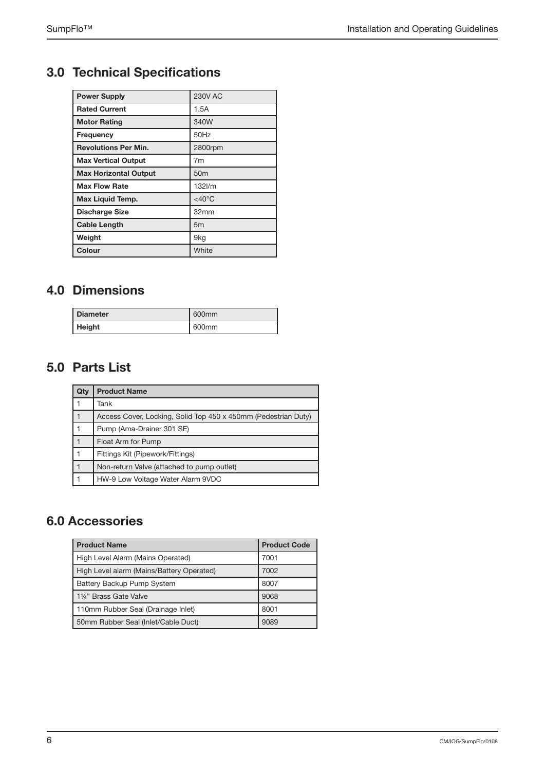## 3.0 Technical Specifications

| Power Supply | 230V AC |
|---|---|
| Rated Current | 1.5A |
| Motor Rating | 340W |
| Frequency | 50Hz |
| Revolutions Per Min. | 2800rpm |
| Max Vertical Output | 7m |
| Max Horizontal Output | 50m |
| Max Flow Rate | 132l/m |
| Max Liquid Temp. | <40°C |
| Discharge Size | 32mm |
| Cable Length | 5m |
| Weight | 9kg |
| Colour | White |

## 4.0 Dimensions

| Diameter | 600mm |
|---|---|
| Height | 600mm |

## 5.0 Parts List

| Qty | Product Name |
|---|---|
| 1 | Tank |
| 1 | Access Cover, Locking, Solid Top 450 x 450mm (Pedestrian Duty) |
| 1 | Pump (Ama-Drainer 301 SE) |
| 1 | Float Arm for Pump |
| 1 | Fittings Kit (Pipework/Fittings) |
| 1 | Non-return Valve (attached to pump outlet) |
| 1 | HW-9 Low Voltage Water Alarm 9VDC |

## 6.0 Accessories

| Product Name | Product Code |
|---|---|
| High Level Alarm (Mains Operated) | 7001 |
| High Level alarm (Mains/Battery Operated) | 7002 |
| Battery Backup Pump System | 8007 |
| 1¼" Brass Gate Valve | 9068 |
| 110mm Rubber Seal (Drainage Inlet) | 8001 |
| 50mm Rubber Seal (Inlet/Cable Duct) | 9089 |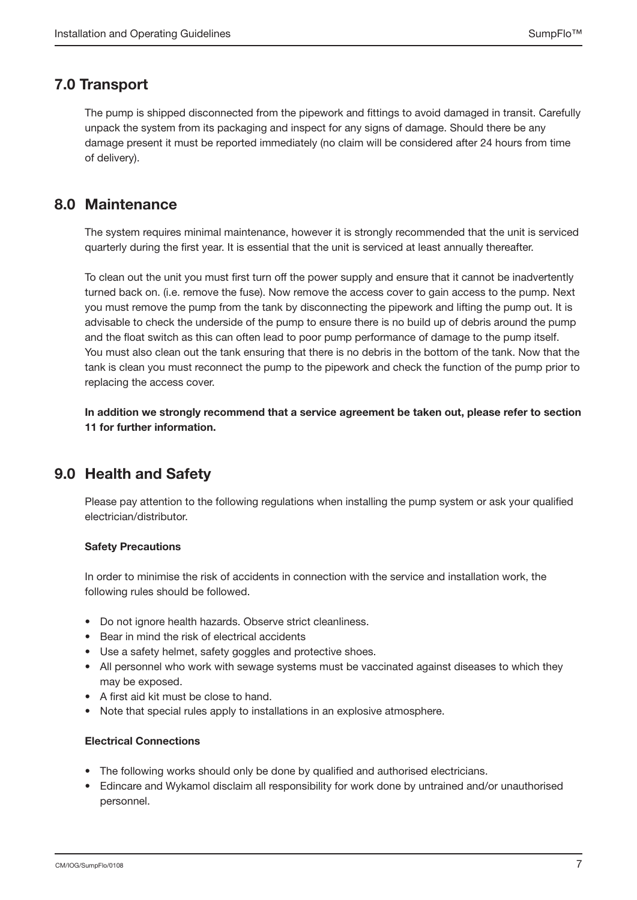## 7.0 Transport

The pump is shipped disconnected from the pipework and fittings to avoid damaged in transit. Carefully unpack the system from its packaging and inspect for any signs of damage. Should there be any damage present it must be reported immediately (no claim will be considered after 24 hours from time of delivery).

## 8.0 Maintenance

The system requires minimal maintenance, however it is strongly recommended that the unit is serviced quarterly during the first year. It is essential that the unit is serviced at least annually thereafter.

To clean out the unit you must first turn off the power supply and ensure that it cannot be inadvertently turned back on. (i.e. remove the fuse). Now remove the access cover to gain access to the pump. Next you must remove the pump from the tank by disconnecting the pipework and lifting the pump out. It is advisable to check the underside of the pump to ensure there is no build up of debris around the pump and the float switch as this can often lead to poor pump performance of damage to the pump itself. You must also clean out the tank ensuring that there is no debris in the bottom of the tank. Now that the tank is clean you must reconnect the pump to the pipework and check the function of the pump prior to replacing the access cover.

**In addition we strongly recommend that a service agreement be taken out, please refer to section 11 for further information.**

## 9.0 Health and Safety

Please pay attention to the following regulations when installing the pump system or ask your qualified electrician/distributor.

**Safety Precautions**

In order to minimise the risk of accidents in connection with the service and installation work, the following rules should be followed.

- Do not ignore health hazards. Observe strict cleanliness.
- Bear in mind the risk of electrical accidents
- Use a safety helmet, safety goggles and protective shoes.
- All personnel who work with sewage systems must be vaccinated against diseases to which they may be exposed.
- A first aid kit must be close to hand.
- Note that special rules apply to installations in an explosive atmosphere.

**Electrical Connections**

- The following works should only be done by qualified and authorised electricians.
- Edincare and Wykamol disclaim all responsibility for work done by untrained and/or unauthorised personnel.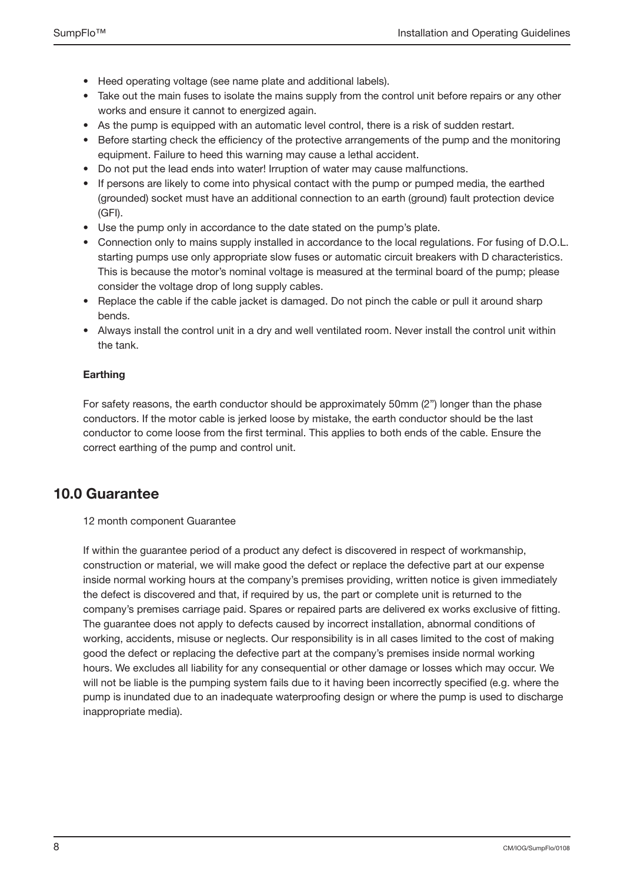- Heed operating voltage (see name plate and additional labels).
- Take out the main fuses to isolate the mains supply from the control unit before repairs or any other works and ensure it cannot to energized again.
- As the pump is equipped with an automatic level control, there is a risk of sudden restart.
- Before starting check the efficiency of the protective arrangements of the pump and the monitoring equipment. Failure to heed this warning may cause a lethal accident.
- Do not put the lead ends into water! Irruption of water may cause malfunctions.
- If persons are likely to come into physical contact with the pump or pumped media, the earthed (grounded) socket must have an additional connection to an earth (ground) fault protection device (GFI).
- Use the pump only in accordance to the date stated on the pump's plate.
- Connection only to mains supply installed in accordance to the local regulations. For fusing of D.O.L. starting pumps use only appropriate slow fuses or automatic circuit breakers with D characteristics. This is because the motor's nominal voltage is measured at the terminal board of the pump; please consider the voltage drop of long supply cables.
- Replace the cable if the cable jacket is damaged. Do not pinch the cable or pull it around sharp bends.
- Always install the control unit in a dry and well ventilated room. Never install the control unit within the tank.

**Earthing**

For safety reasons, the earth conductor should be approximately 50mm (2") longer than the phase conductors. If the motor cable is jerked loose by mistake, the earth conductor should be the last conductor to come loose from the first terminal. This applies to both ends of the cable. Ensure the correct earthing of the pump and control unit.

## 10.0 Guarantee

12 month component Guarantee

If within the guarantee period of a product any defect is discovered in respect of workmanship, construction or material, we will make good the defect or replace the defective part at our expense inside normal working hours at the company's premises providing, written notice is given immediately the defect is discovered and that, if required by us, the part or complete unit is returned to the company's premises carriage paid. Spares or repaired parts are delivered ex works exclusive of fitting. The guarantee does not apply to defects caused by incorrect installation, abnormal conditions of working, accidents, misuse or neglects. Our responsibility is in all cases limited to the cost of making good the defect or replacing the defective part at the company's premises inside normal working hours. We excludes all liability for any consequential or other damage or losses which may occur. We will not be liable is the pumping system fails due to it having been incorrectly specified (e.g. where the pump is inundated due to an inadequate waterproofing design or where the pump is used to discharge inappropriate media).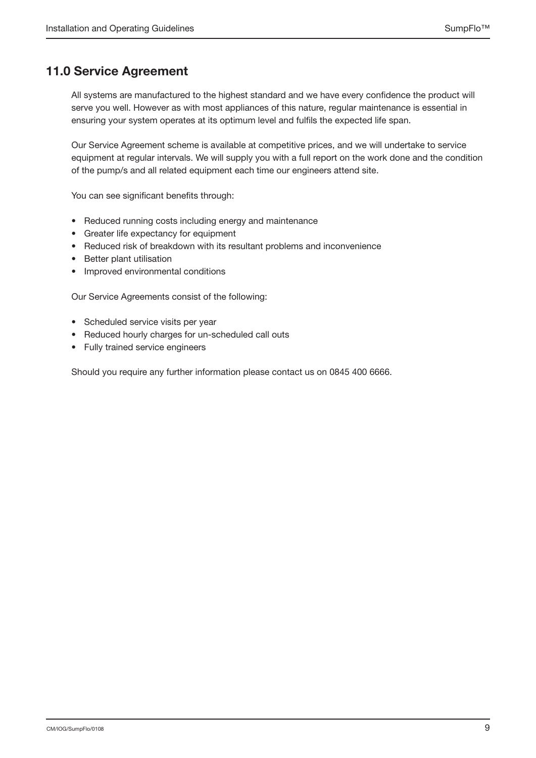## 11.0 Service Agreement

All systems are manufactured to the highest standard and we have every confidence the product will serve you well. However as with most appliances of this nature, regular maintenance is essential in ensuring your system operates at its optimum level and fulfils the expected life span.

Our Service Agreement scheme is available at competitive prices, and we will undertake to service equipment at regular intervals. We will supply you with a full report on the work done and the condition of the pump/s and all related equipment each time our engineers attend site.

You can see significant benefits through:

- Reduced running costs including energy and maintenance
- Greater life expectancy for equipment
- Reduced risk of breakdown with its resultant problems and inconvenience
- Better plant utilisation
- Improved environmental conditions

Our Service Agreements consist of the following:

- Scheduled service visits per year
- Reduced hourly charges for un-scheduled call outs
- Fully trained service engineers

Should you require any further information please contact us on 0845 400 6666.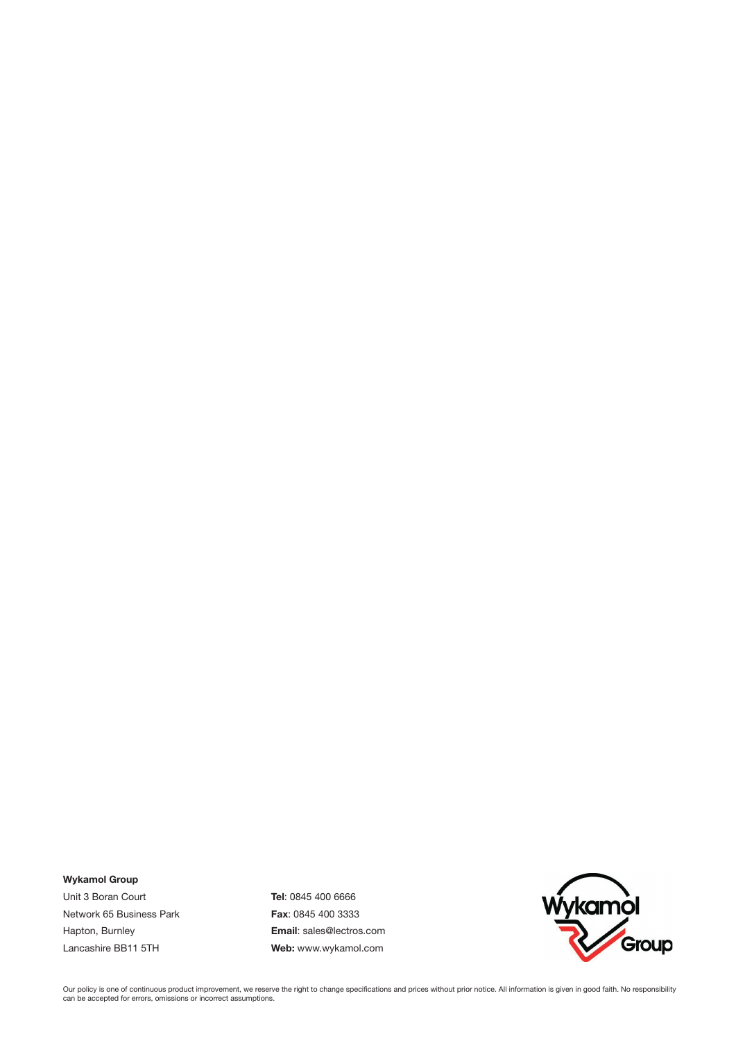**Wykamol Group**

Unit 3 Boran Court
Network 65 Business Park
Hapton, Burnley
Lancashire BB11 5TH

**Tel**: 0845 400 6666
**Fax**: 0845 400 3333
**Email**: sales@lectros.com
**Web:** www.wykamol.com

Our policy is one of continuous product improvement, we reserve the right to change specifications and prices without prior notice. All information is given in good faith. No responsibility can be accepted for errors, omissions or incorrect assumptions.